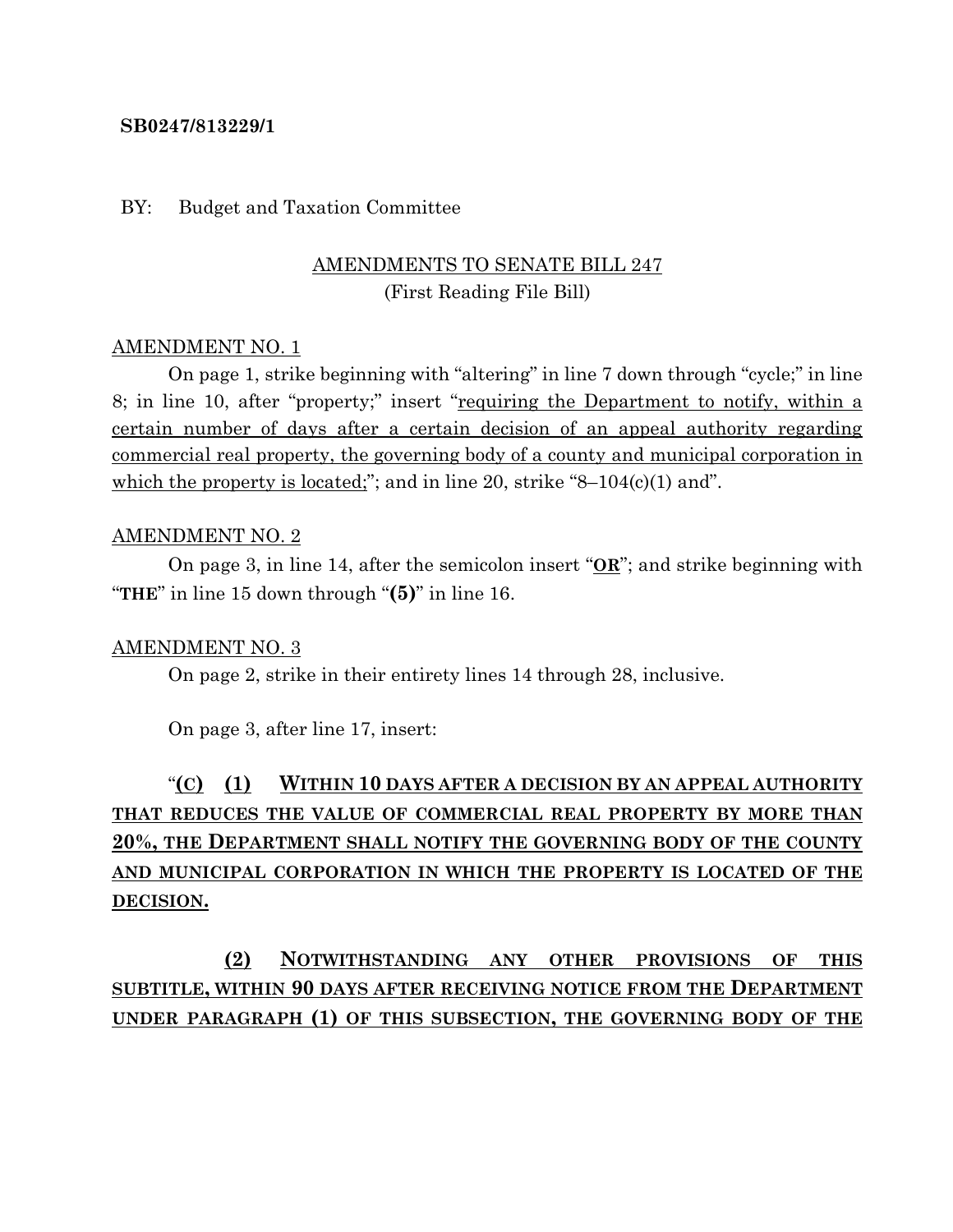**SB0247/813229/1**

BY: Budget and Taxation Committee

AMENDMENTS TO SENATE BILL 247
(First Reading File Bill)

AMENDMENT NO. 1

On page 1, strike beginning with "altering" in line 7 down through "cycle;" in line 8; in line 10, after "property;" insert "requiring the Department to notify, within a certain number of days after a certain decision of an appeal authority regarding commercial real property, the governing body of a county and municipal corporation in which the property is located;"; and in line 20, strike "8–104(c)(1) and".

AMENDMENT NO. 2

On page 3, in line 14, after the semicolon insert "**OR**"; and strike beginning with "**THE**" in line 15 down through "**(5)**" in line 16.

AMENDMENT NO. 3

On page 2, strike in their entirety lines 14 through 28, inclusive.

On page 3, after line 17, insert:

"**(C) (1) WITHIN 10 DAYS AFTER A DECISION BY AN APPEAL AUTHORITY THAT REDUCES THE VALUE OF COMMERCIAL REAL PROPERTY BY MORE THAN 20%, THE DEPARTMENT SHALL NOTIFY THE GOVERNING BODY OF THE COUNTY AND MUNICIPAL CORPORATION IN WHICH THE PROPERTY IS LOCATED OF THE DECISION.**

**(2) NOTWITHSTANDING ANY OTHER PROVISIONS OF THIS SUBTITLE, WITHIN 90 DAYS AFTER RECEIVING NOTICE FROM THE DEPARTMENT UNDER PARAGRAPH (1) OF THIS SUBSECTION, THE GOVERNING BODY OF THE**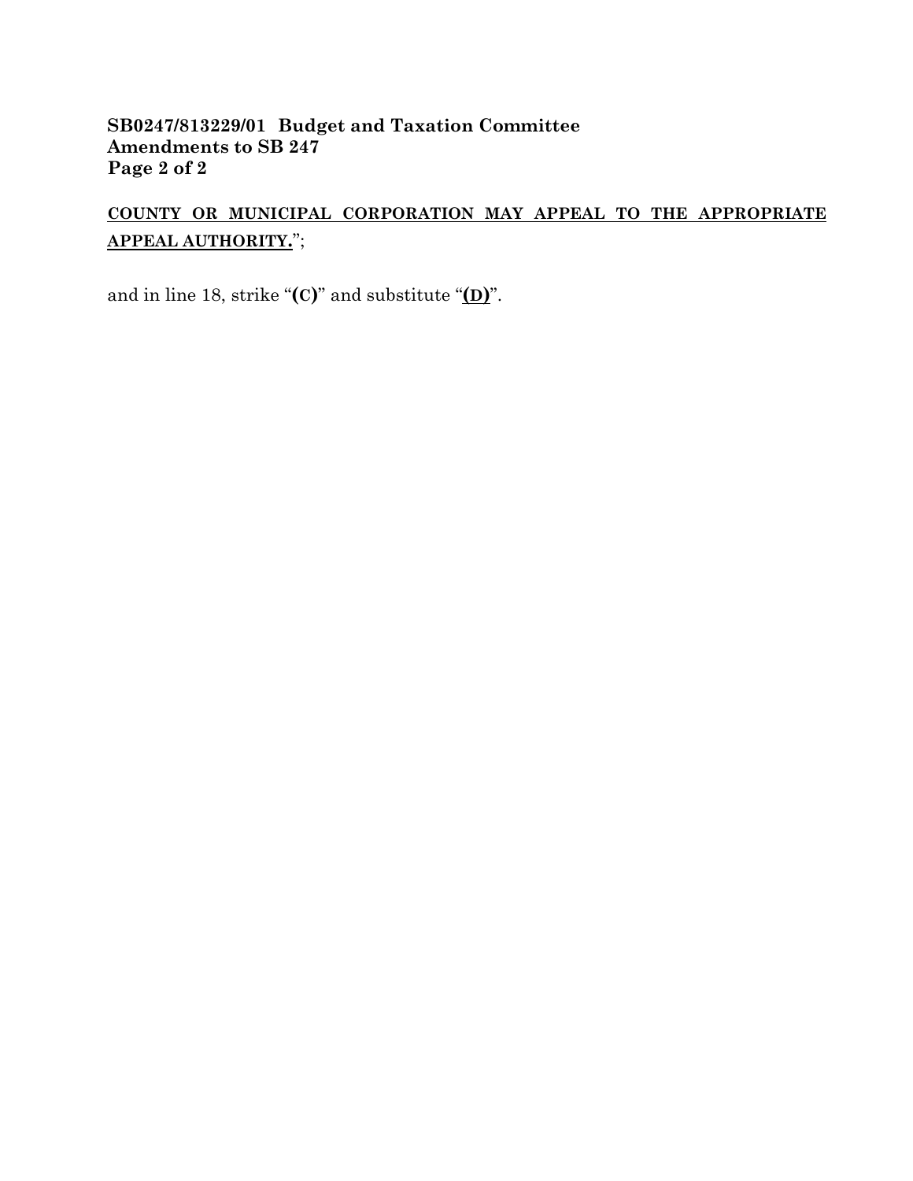**COUNTY OR MUNICIPAL CORPORATION MAY APPEAL TO THE APPROPRIATE APPEAL AUTHORITY.**";

and in line 18, strike "**(C)**" and substitute "**(D)**".